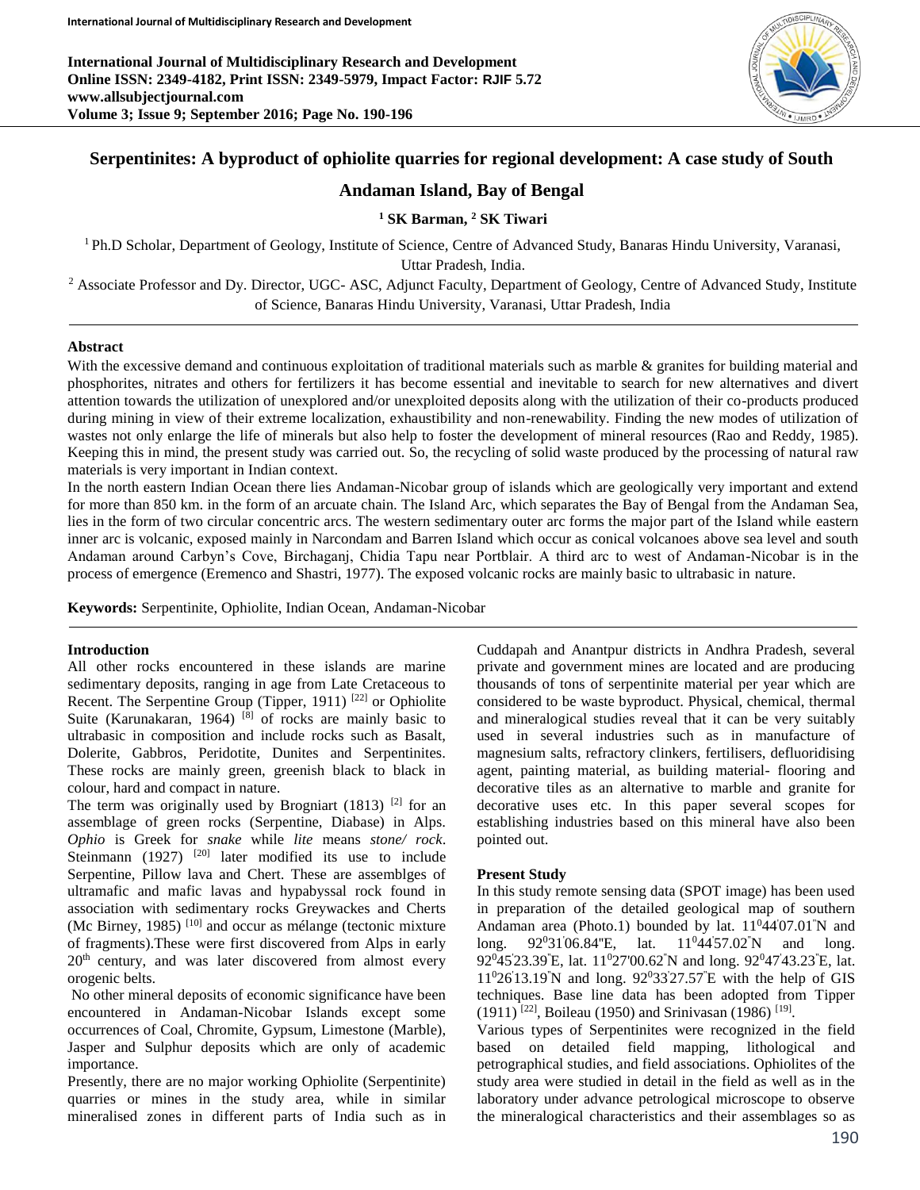# Serpentinites: A byproduct of ophiolite quarries for regional development: A case study of South Andaman Island, Bay of Bengal

**[1] SK Barman, [2] SK Tiwari**

[1] Ph.D Scholar, Department of Geology, Institute of Science, Centre of Advanced Study, Banaras Hindu University, Varanasi, Uttar Pradesh, India.

[2] Associate Professor and Dy. Director, UGC- ASC, Adjunct Faculty, Department of Geology, Centre of Advanced Study, Institute of Science, Banaras Hindu University, Varanasi, Uttar Pradesh, India

## Abstract

With the excessive demand and continuous exploitation of traditional materials such as marble & granites for building material and phosphorites, nitrates and others for fertilizers it has become essential and inevitable to search for new alternatives and divert attention towards the utilization of unexplored and/or unexploited deposits along with the utilization of their co-products produced during mining in view of their extreme localization, exhaustibility and non-renewability. Finding the new modes of utilization of wastes not only enlarge the life of minerals but also help to foster the development of mineral resources (Rao and Reddy, 1985). Keeping this in mind, the present study was carried out. So, the recycling of solid waste produced by the processing of natural raw materials is very important in Indian context.

In the north eastern Indian Ocean there lies Andaman-Nicobar group of islands which are geologically very important and extend for more than 850 km. in the form of an arcuate chain. The Island Arc, which separates the Bay of Bengal from the Andaman Sea, lies in the form of two circular concentric arcs. The western sedimentary outer arc forms the major part of the Island while eastern inner arc is volcanic, exposed mainly in Narcondam and Barren Island which occur as conical volcanoes above sea level and south Andaman around Carbyn's Cove, Birchaganj, Chidia Tapu near Portblair. A third arc to west of Andaman-Nicobar is in the process of emergence (Eremenco and Shastri, 1977). The exposed volcanic rocks are mainly basic to ultrabasic in nature.

**Keywords:** Serpentinite, Ophiolite, Indian Ocean, Andaman-Nicobar

## Introduction

All other rocks encountered in these islands are marine sedimentary deposits, ranging in age from Late Cretaceous to Recent. The Serpentine Group (Tipper, 1911) [22] or Ophiolite Suite (Karunakaran, 1964) [8] of rocks are mainly basic to ultrabasic in composition and include rocks such as Basalt, Dolerite, Gabbros, Peridotite, Dunites and Serpentinites. These rocks are mainly green, greenish black to black in colour, hard and compact in nature.

The term was originally used by Brogniart (1813) [2] for an assemblage of green rocks (Serpentine, Diabase) in Alps. *Ophio* is Greek for *snake* while *lite* means *stone/ rock*. Steinmann (1927) [20] later modified its use to include Serpentine, Pillow lava and Chert. These are assemblges of ultramafic and mafic lavas and hypabyssal rock found in association with sedimentary rocks Greywackes and Cherts (Mc Birney, 1985) [10] and occur as mélange (tectonic mixture of fragments).These were first discovered from Alps in early 20th century, and was later discovered from almost every orogenic belts.

No other mineral deposits of economic significance have been encountered in Andaman-Nicobar Islands except some occurrences of Coal, Chromite, Gypsum, Limestone (Marble), Jasper and Sulphur deposits which are only of academic importance.

Presently, there are no major working Ophiolite (Serpentinite) quarries or mines in the study area, while in similar mineralised zones in different parts of India such as in Cuddapah and Anantpur districts in Andhra Pradesh, several private and government mines are located and are producing thousands of tons of serpentinite material per year which are considered to be waste byproduct. Physical, chemical, thermal and mineralogical studies reveal that it can be very suitably used in several industries such as in manufacture of magnesium salts, refractory clinkers, fertilisers, defluoridising agent, painting material, as building material- flooring and decorative tiles as an alternative to marble and granite for decorative uses etc. In this paper several scopes for establishing industries based on this mineral have also been pointed out.

## Present Study

In this study remote sensing data (SPOT image) has been used in preparation of the detailed geological map of southern Andaman area (Photo.1) bounded by lat. 11⁰44'07.01"N and long. 92⁰31'06.84"E, lat. 11⁰44'57.02"N and long. 92⁰45'23.39"E, lat. 11⁰27'00.62"N and long. 92⁰47'43.23"E, lat. 11⁰26'13.19"N and long. 92⁰33'27.57"E with the help of GIS techniques. Base line data has been adopted from Tipper (1911) [22], Boileau (1950) and Srinivasan (1986) [19].

Various types of Serpentinites were recognized in the field based on detailed field mapping, lithological and petrographical studies, and field associations. Ophiolites of the study area were studied in detail in the field as well as in the laboratory under advance petrological microscope to observe the mineralogical characteristics and their assemblages so as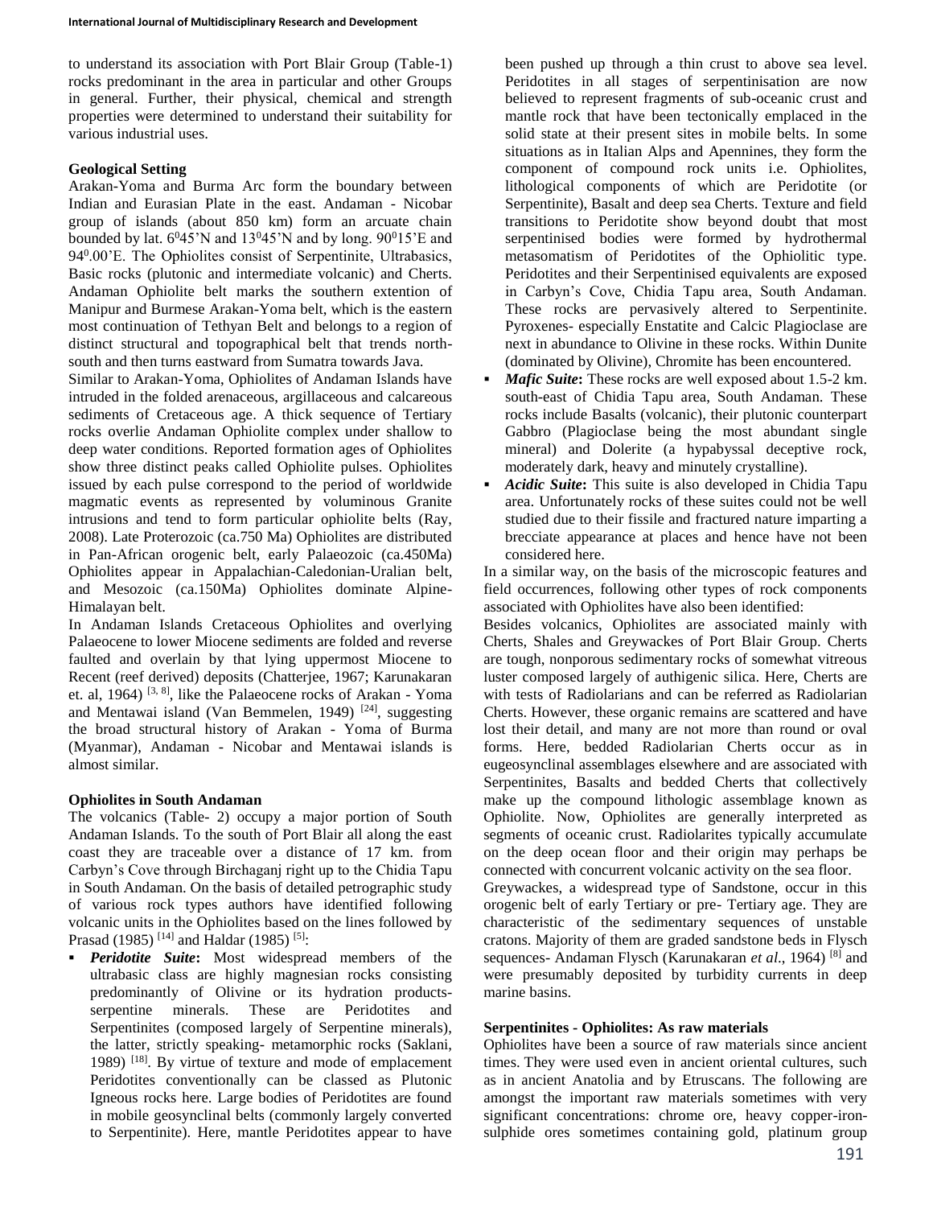to understand its association with Port Blair Group (Table-1) rocks predominant in the area in particular and other Groups in general. Further, their physical, chemical and strength properties were determined to understand their suitability for various industrial uses.

## Geological Setting

Arakan-Yoma and Burma Arc form the boundary between Indian and Eurasian Plate in the east. Andaman - Nicobar group of islands (about 850 km) form an arcuate chain bounded by lat. $6^0$45'N and $13^0$45'N and by long. $90^0$15'E and $94^0$.00'E. The Ophiolites consist of Serpentinite, Ultrabasics, Basic rocks (plutonic and intermediate volcanic) and Cherts. Andaman Ophiolite belt marks the southern extention of Manipur and Burmese Arakan-Yoma belt, which is the eastern most continuation of Tethyan Belt and belongs to a region of distinct structural and topographical belt that trends north-south and then turns eastward from Sumatra towards Java.

Similar to Arakan-Yoma, Ophiolites of Andaman Islands have intruded in the folded arenaceous, argillaceous and calcareous sediments of Cretaceous age. A thick sequence of Tertiary rocks overlie Andaman Ophiolite complex under shallow to deep water conditions. Reported formation ages of Ophiolites show three distinct peaks called Ophiolite pulses. Ophiolites issued by each pulse correspond to the period of worldwide magmatic events as represented by voluminous Granite intrusions and tend to form particular ophiolite belts (Ray, 2008). Late Proterozoic (ca.750 Ma) Ophiolites are distributed in Pan-African orogenic belt, early Palaeozoic (ca.450Ma) Ophiolites appear in Appalachian-Caledonian-Uralian belt, and Mesozoic (ca.150Ma) Ophiolites dominate Alpine-Himalayan belt.

In Andaman Islands Cretaceous Ophiolites and overlying Palaeocene to lower Miocene sediments are folded and reverse faulted and overlain by that lying uppermost Miocene to Recent (reef derived) deposits (Chatterjee, 1967; Karunakaran et. al, 1964) [3, 8], like the Palaeocene rocks of Arakan - Yoma and Mentawai island (Van Bemmelen, 1949) [24], suggesting the broad structural history of Arakan - Yoma of Burma (Myanmar), Andaman - Nicobar and Mentawai islands is almost similar.

## Ophiolites in South Andaman

The volcanics (Table- 2) occupy a major portion of South Andaman Islands. To the south of Port Blair all along the east coast they are traceable over a distance of 17 km. from Carbyn's Cove through Birchaganj right up to the Chidia Tapu in South Andaman. On the basis of detailed petrographic study of various rock types authors have identified following volcanic units in the Ophiolites based on the lines followed by Prasad (1985) [14] and Haldar (1985) [5]:

- ***Peridotite Suite*:** Most widespread members of the ultrabasic class are highly magnesian rocks consisting predominantly of Olivine or its hydration products- serpentine minerals. These are Peridotites and Serpentinites (composed largely of Serpentine minerals), the latter, strictly speaking- metamorphic rocks (Saklani, 1989) [18]. By virtue of texture and mode of emplacement Peridotites conventionally can be classed as Plutonic Igneous rocks here. Large bodies of Peridotites are found in mobile geosynclinal belts (commonly largely converted to Serpentinite). Here, mantle Peridotites appear to have been pushed up through a thin crust to above sea level. Peridotites in all stages of serpentinisation are now believed to represent fragments of sub-oceanic crust and mantle rock that have been tectonically emplaced in the solid state at their present sites in mobile belts. In some situations as in Italian Alps and Apennines, they form the component of compound rock units i.e. Ophiolites, lithological components of which are Peridotite (or Serpentinite), Basalt and deep sea Cherts. Texture and field transitions to Peridotite show beyond doubt that most serpentinised bodies were formed by hydrothermal metasomatism of Peridotites of the Ophiolitic type. Peridotites and their Serpentinised equivalents are exposed in Carbyn's Cove, Chidia Tapu area, South Andaman. These rocks are pervasively altered to Serpentinite. Pyroxenes- especially Enstatite and Calcic Plagioclase are next in abundance to Olivine in these rocks. Within Dunite (dominated by Olivine), Chromite has been encountered.
- ***Mafic Suite*:** These rocks are well exposed about 1.5-2 km. south-east of Chidia Tapu area, South Andaman. These rocks include Basalts (volcanic), their plutonic counterpart Gabbro (Plagioclase being the most abundant single mineral) and Dolerite (a hypabyssal deceptive rock, moderately dark, heavy and minutely crystalline).
- ***Acidic Suite*:** This suite is also developed in Chidia Tapu area. Unfortunately rocks of these suites could not be well studied due to their fissile and fractured nature imparting a brecciate appearance at places and hence have not been considered here.

In a similar way, on the basis of the microscopic features and field occurrences, following other types of rock components associated with Ophiolites have also been identified:

Besides volcanics, Ophiolites are associated mainly with Cherts, Shales and Greywackes of Port Blair Group. Cherts are tough, nonporous sedimentary rocks of somewhat vitreous luster composed largely of authigenic silica. Here, Cherts are with tests of Radiolarians and can be referred as Radiolarian Cherts. However, these organic remains are scattered and have lost their detail, and many are not more than round or oval forms. Here, bedded Radiolarian Cherts occur as in eugeosynclinal assemblages elsewhere and are associated with Serpentinites, Basalts and bedded Cherts that collectively make up the compound lithologic assemblage known as Ophiolite. Now, Ophiolites are generally interpreted as segments of oceanic crust. Radiolarites typically accumulate on the deep ocean floor and their origin may perhaps be connected with concurrent volcanic activity on the sea floor.

Greywackes, a widespread type of Sandstone, occur in this orogenic belt of early Tertiary or pre- Tertiary age. They are characteristic of the sedimentary sequences of unstable cratons. Majority of them are graded sandstone beds in Flysch sequences- Andaman Flysch (Karunakaran *et al*., 1964) [8] and were presumably deposited by turbidity currents in deep marine basins.

## Serpentinites - Ophiolites: As raw materials

Ophiolites have been a source of raw materials since ancient times. They were used even in ancient oriental cultures, such as in ancient Anatolia and by Etruscans. The following are amongst the important raw materials sometimes with very significant concentrations: chrome ore, heavy copper-iron-sulphide ores sometimes containing gold, platinum group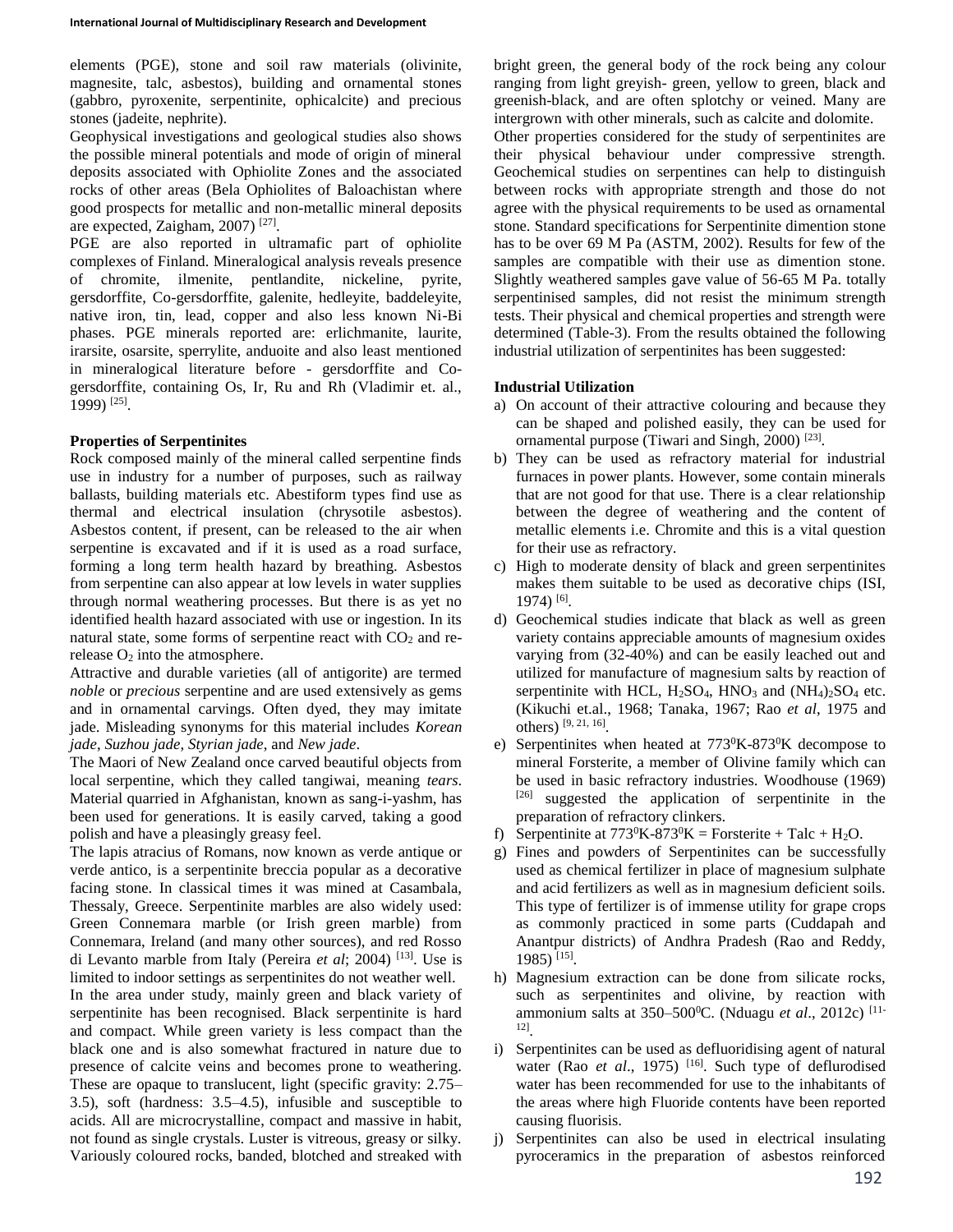elements (PGE), stone and soil raw materials (olivinite, magnesite, talc, asbestos), building and ornamental stones (gabbro, pyroxenite, serpentinite, ophicalcite) and precious stones (jadeite, nephrite).

Geophysical investigations and geological studies also shows the possible mineral potentials and mode of origin of mineral deposits associated with Ophiolite Zones and the associated rocks of other areas (Bela Ophiolites of Baloachistan where good prospects for metallic and non-metallic mineral deposits are expected, Zaigham, 2007) [27].

PGE are also reported in ultramafic part of ophiolite complexes of Finland. Mineralogical analysis reveals presence of chromite, ilmenite, pentlandite, nickeline, pyrite, gersdorffite, Co-gersdorffite, galenite, hedleyite, baddeleyite, native iron, tin, lead, copper and also less known Ni-Bi phases. PGE minerals reported are: erlichmanite, laurite, irarsite, osarsite, sperrylite, anduoite and also least mentioned in mineralogical literature before - gersdorffite and Co-gersdorffite, containing Os, Ir, Ru and Rh (Vladimir et. al., 1999) [25].

**Properties of Serpentinites**

Rock composed mainly of the mineral called serpentine finds use in industry for a number of purposes, such as railway ballasts, building materials etc. Abestiform types find use as thermal and electrical insulation (chrysotile asbestos). Asbestos content, if present, can be released to the air when serpentine is excavated and if it is used as a road surface, forming a long term health hazard by breathing. Asbestos from serpentine can also appear at low levels in water supplies through normal weathering processes. But there is as yet no identified health hazard associated with use or ingestion. In its natural state, some forms of serpentine react with $CO_2$ and re-release $O_2$ into the atmosphere.

Attractive and durable varieties (all of antigorite) are termed *noble* or *precious* serpentine and are used extensively as gems and in ornamental carvings. Often dyed, they may imitate jade. Misleading synonyms for this material includes *Korean jade*, *Suzhou jade*, *Styrian jade*, and *New jade*.

The Maori of New Zealand once carved beautiful objects from local serpentine, which they called tangiwai, meaning *tears*. Material quarried in Afghanistan, known as sang-i-yashm, has been used for generations. It is easily carved, taking a good polish and have a pleasingly greasy feel.

The lapis atracius of Romans, now known as verde antique or verde antico, is a serpentinite breccia popular as a decorative facing stone. In classical times it was mined at Casambala, Thessaly, Greece. Serpentinite marbles are also widely used: Green Connemara marble (or Irish green marble) from Connemara, Ireland (and many other sources), and red Rosso di Levanto marble from Italy (Pereira *et al*; 2004) [13]. Use is limited to indoor settings as serpentinites do not weather well.

In the area under study, mainly green and black variety of serpentinite has been recognised. Black serpentinite is hard and compact. While green variety is less compact than the black one and is also somewhat fractured in nature due to presence of calcite veins and becomes prone to weathering. These are opaque to translucent, light (specific gravity: 2.75–3.5), soft (hardness: 3.5–4.5), infusible and susceptible to acids. All are microcrystalline, compact and massive in habit, not found as single crystals. Luster is vitreous, greasy or silky. Variously coloured rocks, banded, blotched and streaked with bright green, the general body of the rock being any colour ranging from light greyish- green, yellow to green, black and greenish-black, and are often splotchy or veined. Many are intergrown with other minerals, such as calcite and dolomite.

Other properties considered for the study of serpentinites are their physical behaviour under compressive strength. Geochemical studies on serpentines can help to distinguish between rocks with appropriate strength and those do not agree with the physical requirements to be used as ornamental stone. Standard specifications for Serpentinite dimention stone has to be over 69 M Pa (ASTM, 2002). Results for few of the samples are compatible with their use as dimention stone. Slightly weathered samples gave value of 56-65 M Pa. totally serpentinised samples, did not resist the minimum strength tests. Their physical and chemical properties and strength were determined (Table-3). From the results obtained the following industrial utilization of serpentinites has been suggested:

**Industrial Utilization**

a) On account of their attractive colouring and because they can be shaped and polished easily, they can be used for ornamental purpose (Tiwari and Singh, 2000) [23].
b) They can be used as refractory material for industrial furnaces in power plants. However, some contain minerals that are not good for that use. There is a clear relationship between the degree of weathering and the content of metallic elements i.e. Chromite and this is a vital question for their use as refractory.
c) High to moderate density of black and green serpentinites makes them suitable to be used as decorative chips (ISI, 1974) [6].
d) Geochemical studies indicate that black as well as green variety contains appreciable amounts of magnesium oxides varying from (32-40%) and can be easily leached out and utilized for manufacture of magnesium salts by reaction of serpentinite with HCL, $H_2SO_4$, $HNO_3$ and $(NH_4)_2SO_4$ etc. (Kikuchi et.al., 1968; Tanaka, 1967; Rao *et al*, 1975 and others) [9, 21, 16].
e) Serpentinites when heated at $773^0$K-$873^0$K decompose to mineral Forsterite, a member of Olivine family which can be used in basic refractory industries. Woodhouse (1969) [26] suggested the application of serpentinite in the preparation of refractory clinkers.
f) Serpentinite at $773^0$K-$873^0$K = Forsterite + Talc + $H_2O$.
g) Fines and powders of Serpentinites can be successfully used as chemical fertilizer in place of magnesium sulphate and acid fertilizers as well as in magnesium deficient soils. This type of fertilizer is of immense utility for grape crops as commonly practiced in some parts (Cuddapah and Anantpur districts) of Andhra Pradesh (Rao and Reddy, 1985) [15].
h) Magnesium extraction can be done from silicate rocks, such as serpentinites and olivine, by reaction with ammonium salts at 350–500$^0$C. (Nduagu *et al*., 2012c) [11-12].
i) Serpentinites can be used as defluoridising agent of natural water (Rao *et al*., 1975) [16]. Such type of defluorodised water has been recommended for use to the inhabitants of the areas where high Fluoride contents have been reported causing fluorisis.
j) Serpentinites can also be used in electrical insulating pyroceramics in the preparation of asbestos reinforced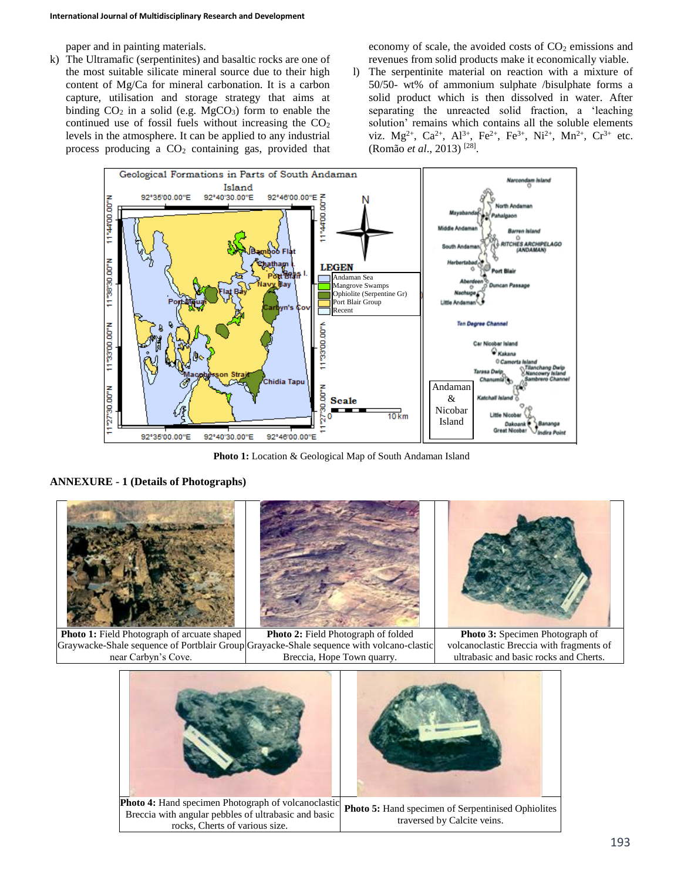paper and in painting materials.

k) The Ultramafic (serpentinites) and basaltic rocks are one of the most suitable silicate mineral source due to their high content of Mg/Ca for mineral carbonation. It is a carbon capture, utilisation and storage strategy that aims at binding $CO_2$ in a solid (e.g. $MgCO_3$) form to enable the continued use of fossil fuels without increasing the $CO_2$ levels in the atmosphere. It can be applied to any industrial process producing a $CO_2$ containing gas, provided that economy of scale, the avoided costs of $CO_2$ emissions and revenues from solid products make it economically viable.

l) The serpentinite material on reaction with a mixture of 50/50- wt% of ammonium sulphate /bisulphate forms a solid product which is then dissolved in water. After separating the unreacted solid fraction, a 'leaching solution' remains which contains all the soluble elements viz. $Mg^{2+}$, $Ca^{2+}$, $Al^{3+}$, $Fe^{2+}$, $Fe^{3+}$, $Ni^{2+}$, $Mn^{2+}$, $Cr^{3+}$ etc. (Romão *et al*., 2013) [28].

**Photo 1:** Location & Geological Map of South Andaman Island

## ANNEXURE - 1 (Details of Photographs)

**Photo 1:** Field Photograph of arcuate shaped Graywacke-Shale sequence of Portblair Group near Carbyn's Cove.

**Photo 2:** Field Photograph of folded Grayacke-Shale sequence with volcano-clastic Breccia, Hope Town quarry.

**Photo 3:** Specimen Photograph of volcanoclastic Breccia with fragments of ultrabasic and basic rocks and Cherts.

**Photo 4:** Hand specimen Photograph of volcanoclastic Breccia with angular pebbles of ultrabasic and basic rocks, Cherts of various size.

**Photo 5:** Hand specimen of Serpentinised Ophiolites traversed by Calcite veins.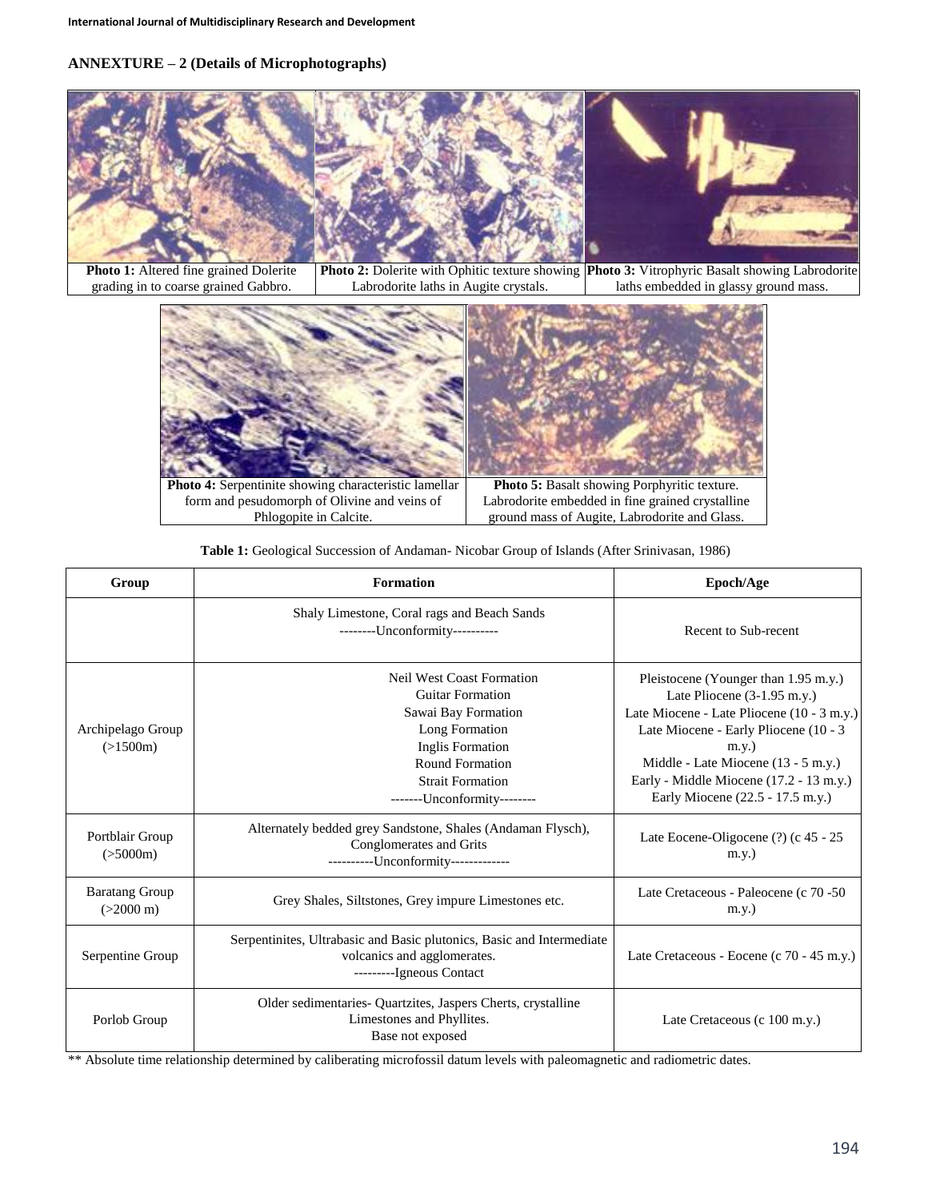## ANNEXTURE – 2 (Details of Microphotographs)

**Photo 1:** Altered fine grained Dolerite grading in to coarse grained Gabbro.

**Photo 2:** Dolerite with Ophitic texture showing Labrodorite laths in Augite crystals.

**Photo 3:** Vitrophyric Basalt showing Labrodorite laths embedded in glassy ground mass.

**Photo 4:** Serpentinite showing characteristic lamellar form and pesudomorph of Olivine and veins of Phlogopite in Calcite.

**Photo 5:** Basalt showing Porphyritic texture. Labrodorite embedded in fine grained crystalline ground mass of Augite, Labrodorite and Glass.

**Table 1:** Geological Succession of Andaman- Nicobar Group of Islands (After Srinivasan, 1986)

| Group | Formation | Epoch/Age |
|---|---|---|
| | Shaly Limestone, Coral rags and Beach Sands<br>--------Unconformity---------- | Recent to Sub-recent |
| Archipelago Group (>1500m) | Neil West Coast Formation<br>Guitar Formation<br>Sawai Bay Formation<br>Long Formation<br>Inglis Formation<br>Round Formation<br>Strait Formation<br>-------Unconformity-------- | Pleistocene (Younger than 1.95 m.y.)<br>Late Pliocene (3-1.95 m.y.)<br>Late Miocene - Late Pliocene (10 - 3 m.y.)<br>Late Miocene - Early Pliocene (10 - 3 m.y.)<br>Middle - Late Miocene (13 - 5 m.y.)<br>Early - Middle Miocene (17.2 - 13 m.y.)<br>Early Miocene (22.5 - 17.5 m.y.) |
| Portblair Group (>5000m) | Alternately bedded grey Sandstone, Shales (Andaman Flysch), Conglomerates and Grits<br>----------Unconformity------------- | Late Eocene-Oligocene (?) (c 45 - 25 m.y.) |
| Baratang Group (>2000 m) | Grey Shales, Siltstones, Grey impure Limestones etc. | Late Cretaceous - Paleocene (c 70 -50 m.y.) |
| Serpentine Group | Serpentinites, Ultrabasic and Basic plutonics, Basic and Intermediate volcanics and agglomerates.<br>---------Igneous Contact | Late Cretaceous - Eocene (c 70 - 45 m.y.) |
| Porlob Group | Older sedimentaries- Quartzites, Jaspers Cherts, crystalline Limestones and Phyllites.<br>Base not exposed | Late Cretaceous (c 100 m.y.) |

** Absolute time relationship determined by caliberating microfossil datum levels with paleomagnetic and radiometric dates.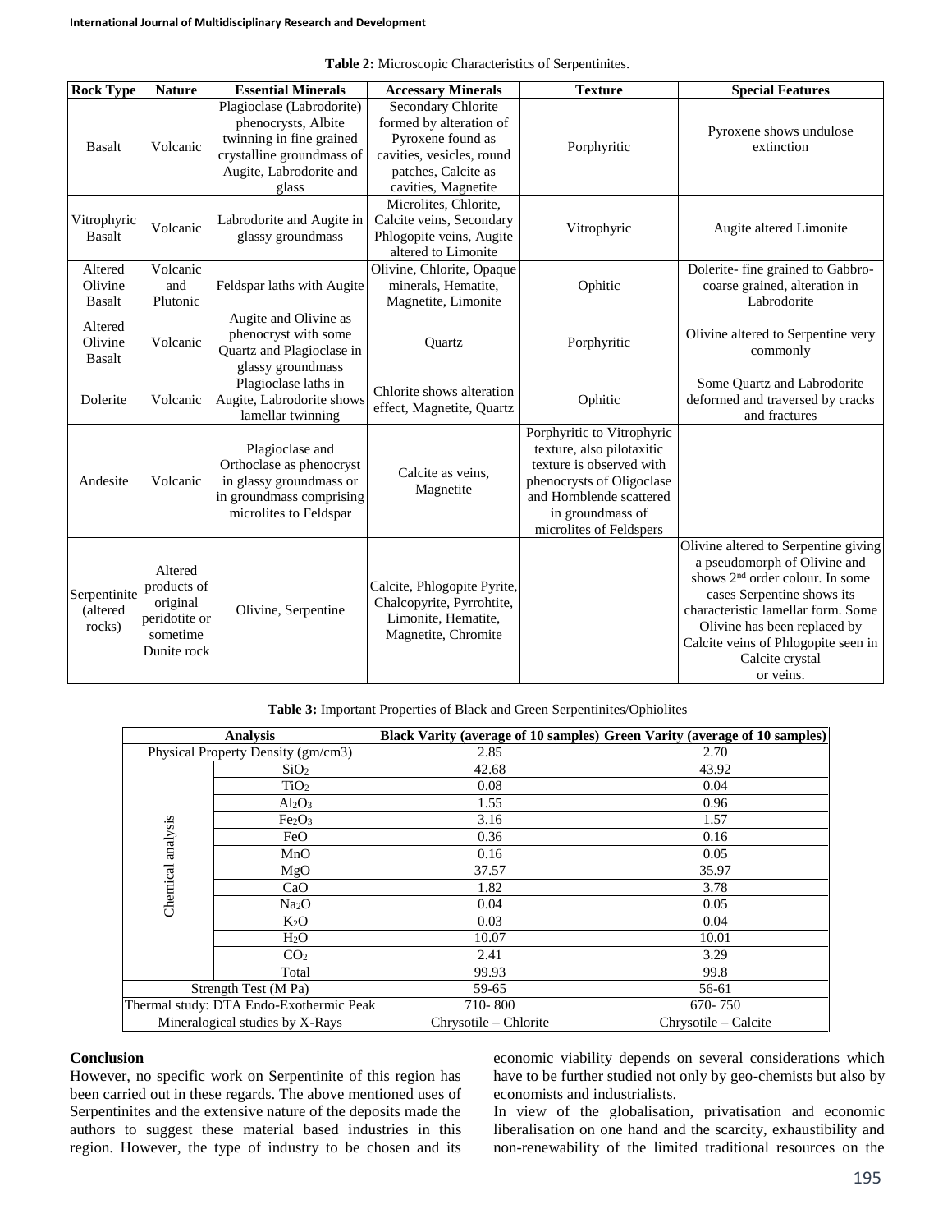**Table 2:** Microscopic Characteristics of Serpentinites.

| Rock Type | Nature | Essential Minerals | Accessary Minerals | Texture | Special Features |
|---|---|---|---|---|---|
| Basalt | Volcanic | Plagioclase (Labrodorite) phenocrysts, Albite twinning in fine grained crystalline groundmass of Augite, Labrodorite and glass | Secondary Chlorite formed by alteration of Pyroxene found as cavities, vesicles, round patches, Calcite as cavities, Magnetite | Porphyritic | Pyroxene shows undulose extinction |
| Vitrophyric Basalt | Volcanic | Labrodorite and Augite in glassy groundmass | Microlites, Chlorite, Calcite veins, Secondary Phlogopite veins, Augite altered to Limonite | Vitrophyric | Augite altered Limonite |
| Altered Olivine Basalt | Volcanic and Plutonic | Feldspar laths with Augite | Olivine, Chlorite, Opaque minerals, Hematite, Magnetite, Limonite | Ophitic | Dolerite- fine grained to Gabbro- coarse grained, alteration in Labrodorite |
| Altered Olivine Basalt | Volcanic | Augite and Olivine as phenocryst with some Quartz and Plagioclase in glassy groundmass | Quartz | Porphyritic | Olivine altered to Serpentine very commonly |
| Dolerite | Volcanic | Plagioclase laths in Augite, Labrodorite shows lamellar twinning | Chlorite shows alteration effect, Magnetite, Quartz | Ophitic | Some Quartz and Labrodorite deformed and traversed by cracks and fractures |
| Andesite | Volcanic | Plagioclase and Orthoclase as phenocryst in glassy groundmass or in groundmass comprising microlites to Feldspar | Calcite as veins, Magnetite | Porphyritic to Vitrophyric texture, also pilotaxitic texture is observed with phenocrysts of Oligoclase and Hornblende scattered in groundmass of microlites of Feldspers | |
| Serpentinite (altered rocks) | Altered products of original peridotite or sometime Dunite rock | Olivine, Serpentine | Calcite, Phlogopite Pyrite, Chalcopyrite, Pyrrohtite, Limonite, Hematite, Magnetite, Chromite | | Olivine altered to Serpentine giving a pseudomorph of Olivine and shows 2nd order colour. In some cases Serpentine shows its characteristic lamellar form. Some Olivine has been replaced by Calcite veins of Phlogopite seen in Calcite crystal or veins. |

**Table 3:** Important Properties of Black and Green Serpentinites/Ophiolites

| Analysis | | Black Varity (average of 10 samples) | Green Varity (average of 10 samples) |
|---|---|---|---|
| Physical Property Density (gm/cm3) | | 2.85 | 2.70 |
| Chemical analysis | $SiO_2$ | 42.68 | 43.92 |
| | $TiO_2$ | 0.08 | 0.04 |
| | $Al_2O_3$ | 1.55 | 0.96 |
| | $Fe_2O_3$ | 3.16 | 1.57 |
| | FeO | 0.36 | 0.16 |
| | MnO | 0.16 | 0.05 |
| | MgO | 37.57 | 35.97 |
| | CaO | 1.82 | 3.78 |
| | $Na_2O$ | 0.04 | 0.05 |
| | $K_2O$ | 0.03 | 0.04 |
| | $H_2O$ | 10.07 | 10.01 |
| | $CO_2$ | 2.41 | 3.29 |
| | Total | 99.93 | 99.8 |
| Strength Test (M Pa) | | 59-65 | 56-61 |
| Thermal study: DTA Endo-Exothermic Peak | | 710- 800 | 670- 750 |
| Mineralogical studies by X-Rays | | Chrysotile – Chlorite | Chrysotile – Calcite |

## Conclusion

However, no specific work on Serpentinite of this region has been carried out in these regards. The above mentioned uses of Serpentinites and the extensive nature of the deposits made the authors to suggest these material based industries in this region. However, the type of industry to be chosen and its economic viability depends on several considerations which have to be further studied not only by geo-chemists but also by economists and industrialists.

In view of the globalisation, privatisation and economic liberalisation on one hand and the scarcity, exhaustibility and non-renewability of the limited traditional resources on the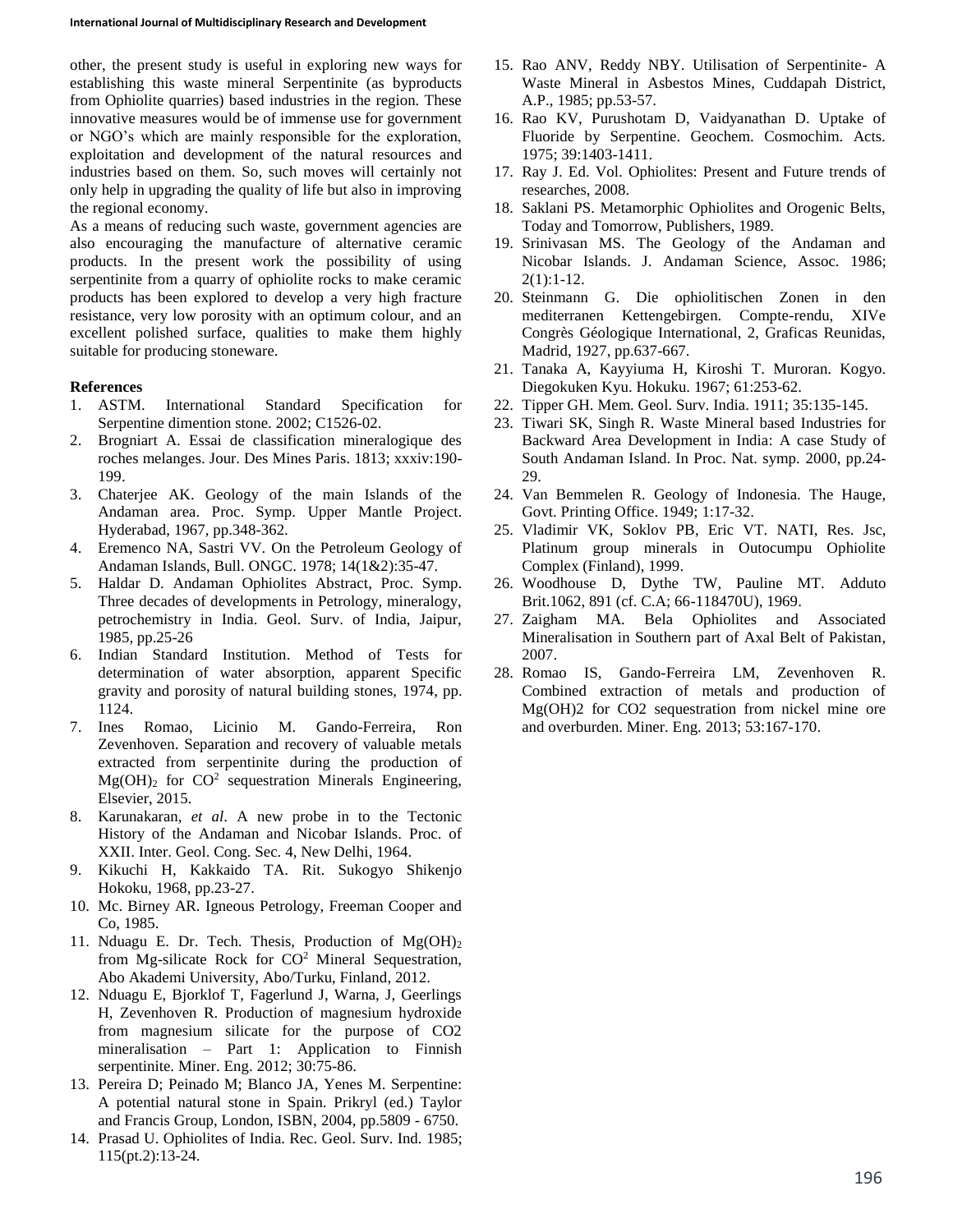other, the present study is useful in exploring new ways for establishing this waste mineral Serpentinite (as byproducts from Ophiolite quarries) based industries in the region. These innovative measures would be of immense use for government or NGO's which are mainly responsible for the exploration, exploitation and development of the natural resources and industries based on them. So, such moves will certainly not only help in upgrading the quality of life but also in improving the regional economy.

As a means of reducing such waste, government agencies are also encouraging the manufacture of alternative ceramic products. In the present work the possibility of using serpentinite from a quarry of ophiolite rocks to make ceramic products has been explored to develop a very high fracture resistance, very low porosity with an optimum colour, and an excellent polished surface, qualities to make them highly suitable for producing stoneware.

## References

1. ASTM. International Standard Specification for Serpentine dimention stone. 2002; C1526-02.
2. Brogniart A. Essai de classification mineralogique des roches melanges. Jour. Des Mines Paris. 1813; xxxiv:190-199.
3. Chaterjee AK. Geology of the main Islands of the Andaman area. Proc. Symp. Upper Mantle Project. Hyderabad, 1967, pp.348-362.
4. Eremenco NA, Sastri VV. On the Petroleum Geology of Andaman Islands, Bull. ONGC. 1978; 14(1&2):35-47.
5. Haldar D. Andaman Ophiolites Abstract, Proc. Symp. Three decades of developments in Petrology, mineralogy, petrochemistry in India. Geol. Surv. of India, Jaipur, 1985, pp.25-26
6. Indian Standard Institution. Method of Tests for determination of water absorption, apparent Specific gravity and porosity of natural building stones, 1974, pp. 1124.
7. Ines Romao, Licinio M. Gando-Ferreira, Ron Zevenhoven. Separation and recovery of valuable metals extracted from serpentinite during the production of $Mg(OH)_2$ for $CO^2$ sequestration Minerals Engineering, Elsevier, 2015.
8. Karunakaran, *et al*. A new probe in to the Tectonic History of the Andaman and Nicobar Islands. Proc. of XXII. Inter. Geol. Cong. Sec. 4, New Delhi, 1964.
9. Kikuchi H, Kakkaido TA. Rit. Sukogyo Shikenjo Hokoku, 1968, pp.23-27.
10. Mc. Birney AR. Igneous Petrology, Freeman Cooper and Co, 1985.
11. Nduagu E. Dr. Tech. Thesis, Production of $Mg(OH)_2$ from Mg-silicate Rock for $CO^2$ Mineral Sequestration, Abo Akademi University, Abo/Turku, Finland, 2012.
12. Nduagu E, Bjorklof T, Fagerlund J, Warna, J, Geerlings H, Zevenhoven R. Production of magnesium hydroxide from magnesium silicate for the purpose of CO2 mineralisation – Part 1: Application to Finnish serpentinite. Miner. Eng. 2012; 30:75-86.
13. Pereira D; Peinado M; Blanco JA, Yenes M. Serpentine: A potential natural stone in Spain. Prikryl (ed.) Taylor and Francis Group, London, ISBN, 2004, pp.5809 - 6750.
14. Prasad U. Ophiolites of India. Rec. Geol. Surv. Ind. 1985; 115(pt.2):13-24.
15. Rao ANV, Reddy NBY. Utilisation of Serpentinite- A Waste Mineral in Asbestos Mines, Cuddapah District, A.P., 1985; pp.53-57.
16. Rao KV, Purushotam D, Vaidyanathan D. Uptake of Fluoride by Serpentine. Geochem. Cosmochim. Acts. 1975; 39:1403-1411.
17. Ray J. Ed. Vol. Ophiolites: Present and Future trends of researches, 2008.
18. Saklani PS. Metamorphic Ophiolites and Orogenic Belts, Today and Tomorrow, Publishers, 1989.
19. Srinivasan MS. The Geology of the Andaman and Nicobar Islands. J. Andaman Science, Assoc. 1986; 2(1):1-12.
20. Steinmann G. Die ophiolitischen Zonen in den mediterranen Kettengebirgen. Compte-rendu, XIVe Congrès Géologique International, 2, Graficas Reunidas, Madrid, 1927, pp.637-667.
21. Tanaka A, Kayyiuma H, Kiroshi T. Muroran. Kogyo. Diegokuken Kyu. Hokuku. 1967; 61:253-62.
22. Tipper GH. Mem. Geol. Surv. India. 1911; 35:135-145.
23. Tiwari SK, Singh R. Waste Mineral based Industries for Backward Area Development in India: A case Study of South Andaman Island. In Proc. Nat. symp. 2000, pp.24-29.
24. Van Bemmelen R. Geology of Indonesia. The Hauge, Govt. Printing Office. 1949; 1:17-32.
25. Vladimir VK, Soklov PB, Eric VT. NATI, Res. Jsc, Platinum group minerals in Outocumpu Ophiolite Complex (Finland), 1999.
26. Woodhouse D, Dythe TW, Pauline MT. Adduto Brit.1062, 891 (cf. C.A; 66-118470U), 1969.
27. Zaigham MA. Bela Ophiolites and Associated Mineralisation in Southern part of Axal Belt of Pakistan, 2007.
28. Romao IS, Gando-Ferreira LM, Zevenhoven R. Combined extraction of metals and production of Mg(OH)2 for CO2 sequestration from nickel mine ore and overburden. Miner. Eng. 2013; 53:167-170.